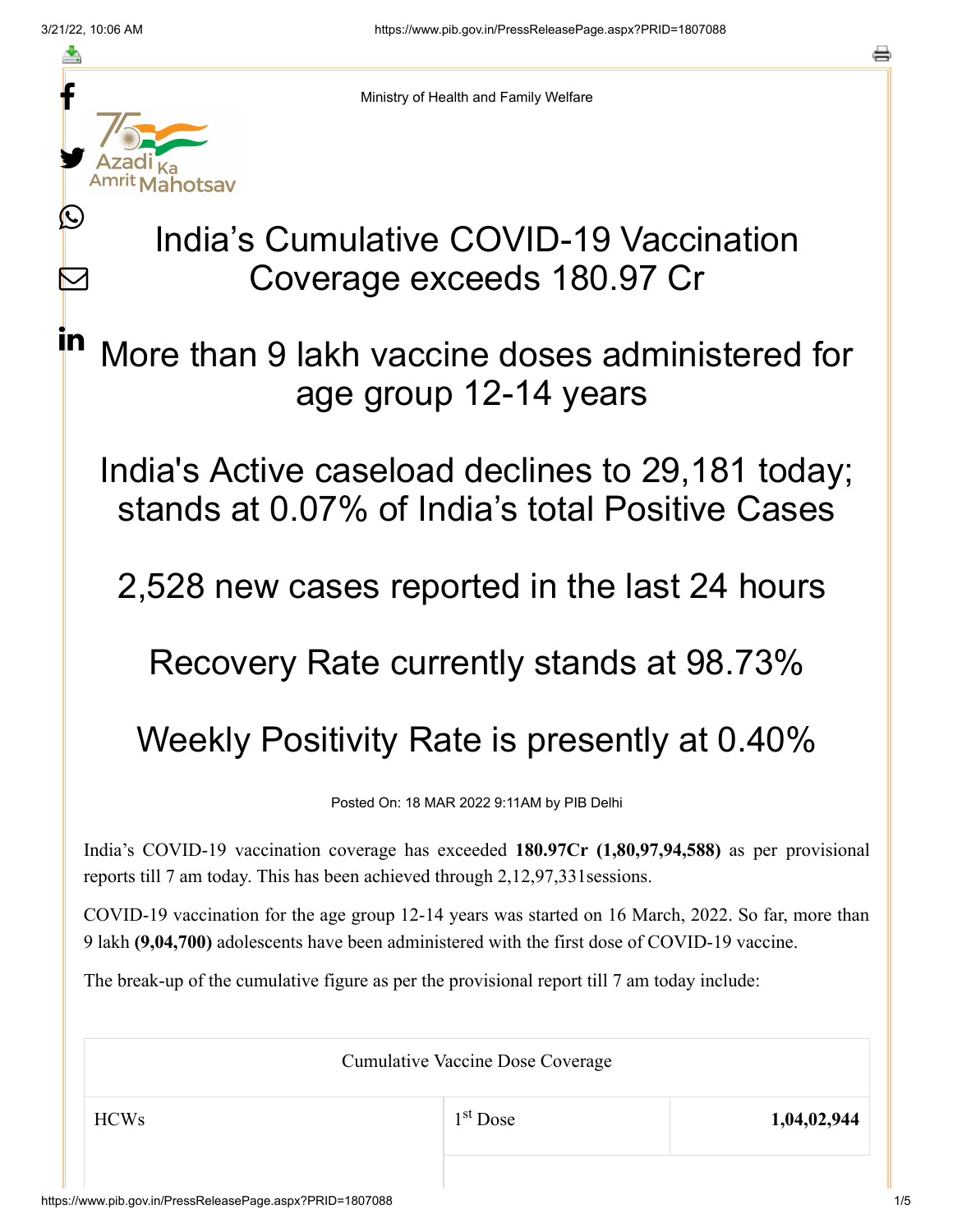Ministry of Health and Family Welfare

# India's Cumulative COVID-19 Vaccination Coverage exceeds 180.97 Cr

## More than 9 lakh vaccine doses administered for age group 12-14 years

## India's Active caseload declines to 29,181 today; stands at 0.07% of India's total Positive Cases

## 2,528 new cases reported in the last 24 hours

## Recovery Rate currently stands at 98.73%

## Weekly Positivity Rate is presently at 0.40%

Posted On: 18 MAR 2022 9:11AM by PIB Delhi

India's COVID-19 vaccination coverage has exceeded **180.97Cr (1,80,97,94,588)** as per provisional reports till 7 am today. This has been achieved through 2,12,97,331sessions.

COVID-19 vaccination for the age group 12-14 years was started on 16 March, 2022. So far, more than 9 lakh **(9,04,700)** adolescents have been administered with the first dose of COVID-19 vaccine.

The break-up of the cumulative figure as per the provisional report till 7 am today include:

| Cumulative Vaccine Dose Coverage | | |
|---|---|---|
| HCWs | 1st Dose | **1,04,02,944** |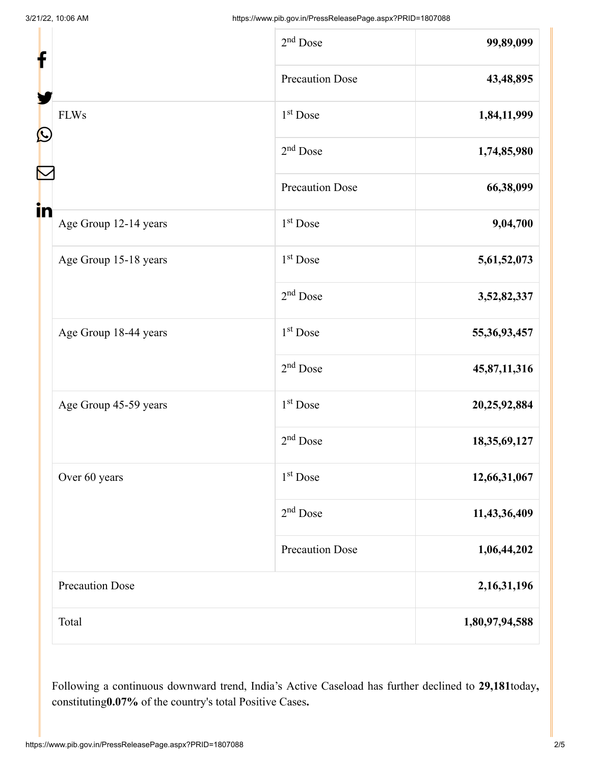| | | |
|---|---|---|
| | 2nd Dose | **99,89,099** |
| | Precaution Dose | **43,48,895** |
| FLWs | 1st Dose | **1,84,11,999** |
| | 2nd Dose | **1,74,85,980** |
| | Precaution Dose | **66,38,099** |
| Age Group 12-14 years | 1st Dose | **9,04,700** |
| Age Group 15-18 years | 1st Dose | **5,61,52,073** |
| | 2nd Dose | **3,52,82,337** |
| Age Group 18-44 years | 1st Dose | **55,36,93,457** |
| | 2nd Dose | **45,87,11,316** |
| Age Group 45-59 years | 1st Dose | **20,25,92,884** |
| | 2nd Dose | **18,35,69,127** |
| Over 60 years | 1st Dose | **12,66,31,067** |
| | 2nd Dose | **11,43,36,409** |
| | Precaution Dose | **1,06,44,202** |
| Precaution Dose | | **2,16,31,196** |
| Total | | **1,80,97,94,588** |

Following a continuous downward trend, India's Active Caseload has further declined to **29,181**today**,** constituting**0.07%** of the country's total Positive Cases**.**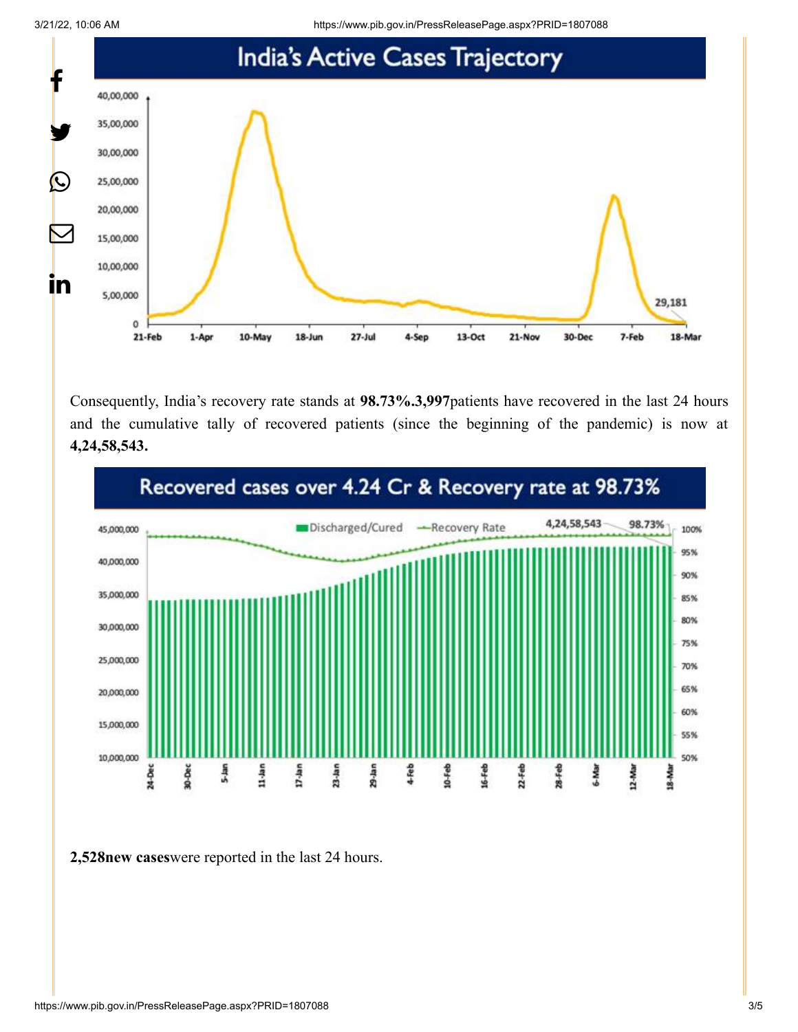India's Active Cases Trajectory

Consequently, India's recovery rate stands at **98.73%.3,997**patients have recovered in the last 24 hours and the cumulative tally of recovered patients (since the beginning of the pandemic) is now at **4,24,58,543.**

Recovered cases over 4.24 Cr & Recovery rate at 98.73%

**2,528new cases**were reported in the last 24 hours.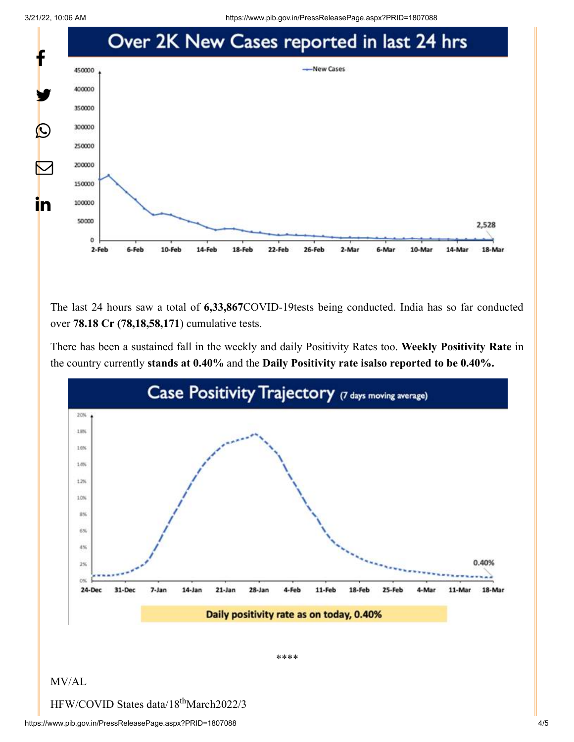Over 2K New Cases reported in last 24 hrs

The last 24 hours saw a total of **6,33,867**COVID-19tests being conducted. India has so far conducted over **78.18 Cr (78,18,58,171**) cumulative tests.

There has been a sustained fall in the weekly and daily Positivity Rates too. **Weekly Positivity Rate** in the country currently **stands at 0.40%** and the **Daily Positivity rate isalso reported to be 0.40%.**

Case Positivity Trajectory (7 days moving average)

Daily positivity rate as on today, 0.40%

****

MV/AL

HFW/COVID States data/18thMarch2022/3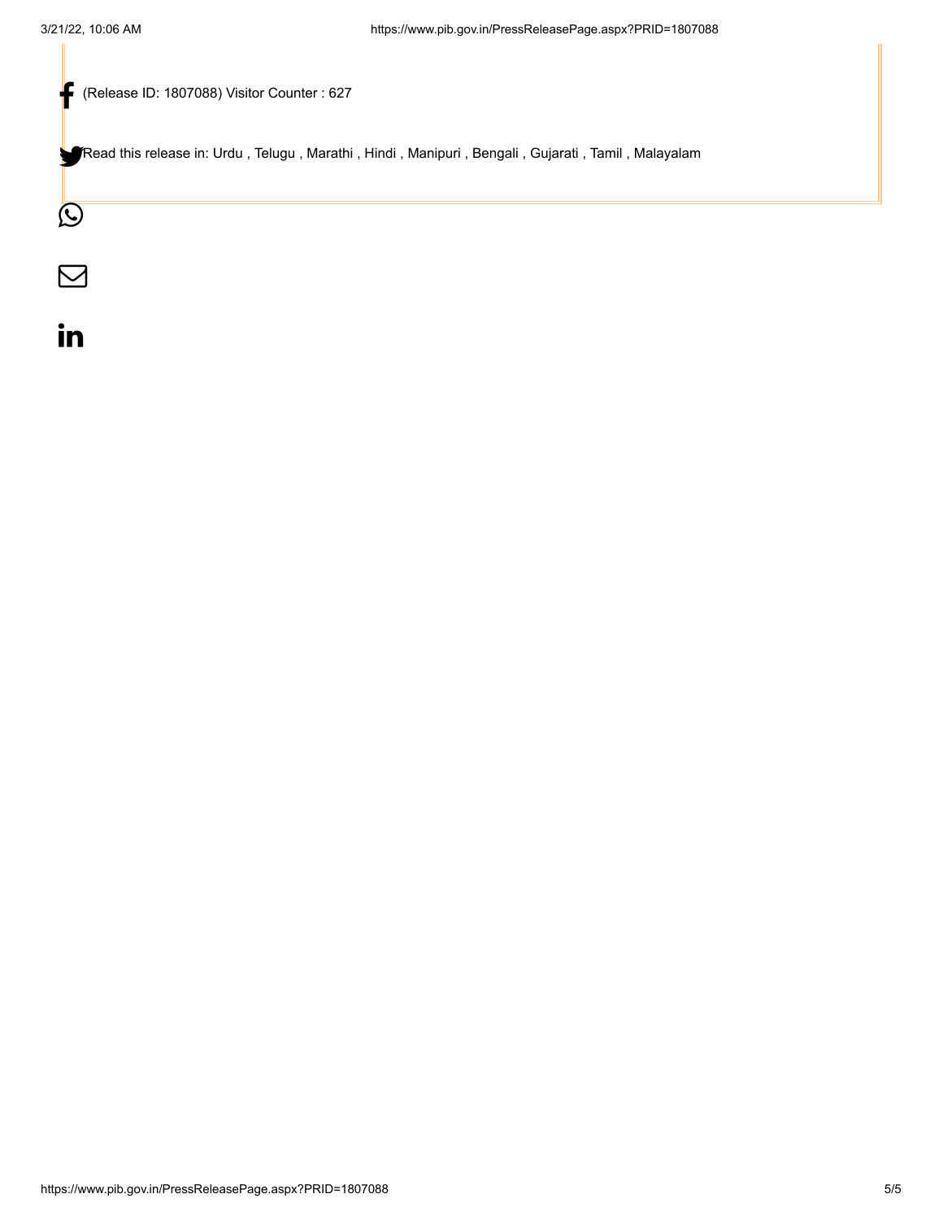(Release ID: 1807088) Visitor Counter : 627

Read this release in: Urdu , Telugu , Marathi , Hindi , Manipuri , Bengali , Gujarati , Tamil , Malayalam